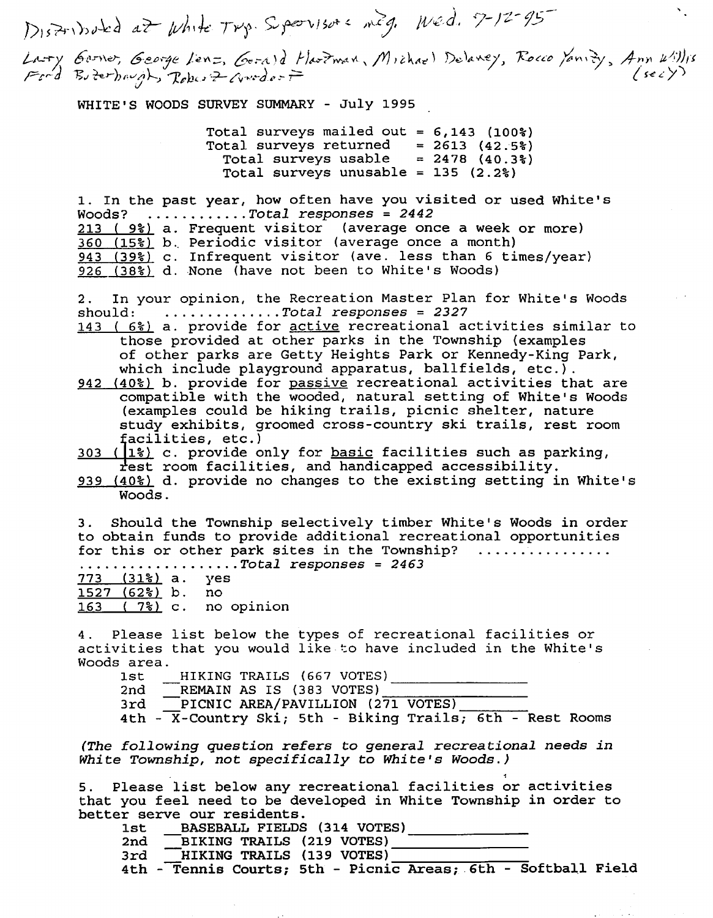Distributed at White Twp. Supervisors mtg. Wed. 7-12-95

Larry Garner, George Lenz, Gerald Hartman, Michael Delaney, Rocco Yanity, Ann Willis (sec'y)
Fred Buterbaugh, Robert Overdorff

WHITE'S WOODS SURVEY SUMMARY - July 1995

Total surveys mailed out = 6,143 (100%)
Total surveys returned = 2613 (42.5%)
Total surveys usable = 2478 (40.3%)
Total surveys unusable = 135 (2.2%)

1. In the past year, how often have you visited or used White's Woods? ............*Total responses = 2442*

213 ( 9%) a. Frequent visitor (average once a week or more)
360 (15%) b. Periodic visitor (average once a month)
943 (39%) c. Infrequent visitor (ave. less than 6 times/year)
926 (38%) d. None (have not been to White's Woods)

2. In your opinion, the Recreation Master Plan for White's Woods should: .............*Total responses = 2327*

143 ( 6%) a. provide for active recreational activities similar to those provided at other parks in the Township (examples of other parks are Getty Heights Park or Kennedy-King Park, which include playground apparatus, ballfields, etc.).
942 (40%) b. provide for passive recreational activities that are compatible with the wooded, natural setting of White's Woods (examples could be hiking trails, picnic shelter, nature study exhibits, groomed cross-country ski trails, rest room facilities, etc.)
303 (11%) c. provide only for basic facilities such as parking, rest room facilities, and handicapped accessibility.
939 (40%) d. provide no changes to the existing setting in White's Woods.

3. Should the Township selectively timber White's Woods in order to obtain funds to provide additional recreational opportunities for this or other park sites in the Township? ....................................*Total responses = 2463*

773 (31%) a. yes
1527 (62%) b. no
163 ( 7%) c. no opinion

4. Please list below the types of recreational facilities or activities that you would like to have included in the White's Woods area.

1st HIKING TRAILS (667 VOTES)
2nd REMAIN AS IS (383 VOTES)
3rd PICNIC AREA/PAVILLION (271 VOTES)
4th - X-Country Ski; 5th - Biking Trails; 6th - Rest Rooms

*(The following question refers to general recreational needs in White Township, not specifically to White's Woods.)*

5. Please list below any recreational facilities or activities that you feel need to be developed in White Township in order to better serve our residents.

1st BASEBALL FIELDS (314 VOTES)
2nd BIKING TRAILS (219 VOTES)
3rd HIKING TRAILS (139 VOTES)
4th - Tennis Courts; 5th - Picnic Areas; 6th - Softball Field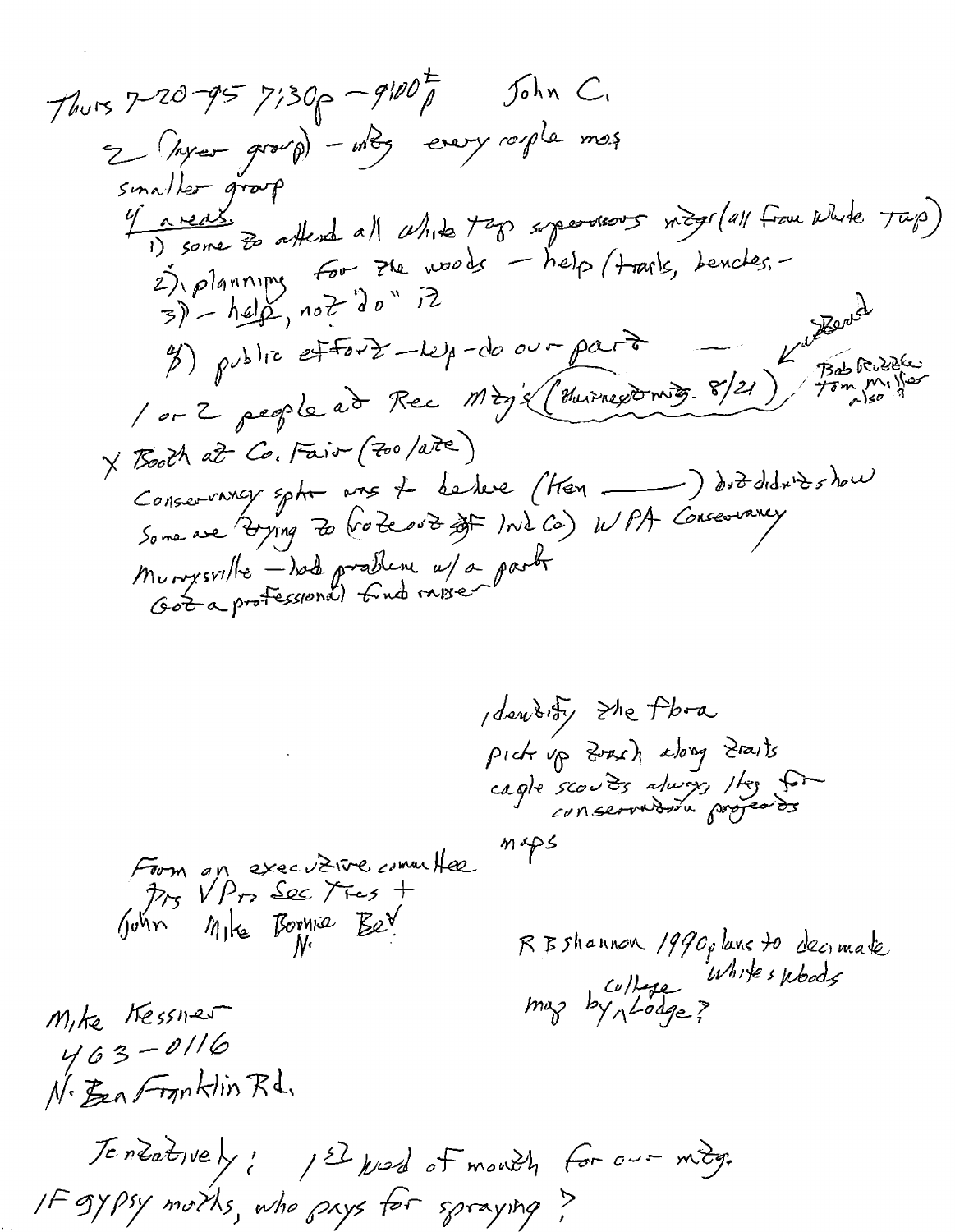Thurs 7-20-95 7:30p – 9:00± p    John C.

2 (larger group) – mtg every couple mos

smaller group

4 areas

1) some to attend all White Twp supervisors mtgs (all from White Twp)

2) planning for the woods – help (trails, benches, –

3) – help, not "do" it

4) public effort – help – do our part ← Board

1 or 2 people at Rec mtgs (Business mtg. 8/21) / Bob Rizzle, Tom Miller also ?

X Booth at Co. Fair (too late)

Conservancy spkr was to be here (Ken ———) but didn't show

Some are trying to break out of Ind Co) WPA Conservancy

Murrysville – had problems w/ a park

Got a professional fund raiser

identify the flora

pick up trash along trails

eagle scouts always lkg for conservation projects

maps

Form an executive committee

Prs VPrs Sec Tres +

John Mike Bonnie Bev N.

R B Shannon 1990 plans to decimate White's Woods

map by college Lodge?

Mike Kessner

463-0116

N. Ben Franklin Rd.

Tentatively: 1st Wed of month for our mtg.

IF gypsy moths, who pays for spraying?